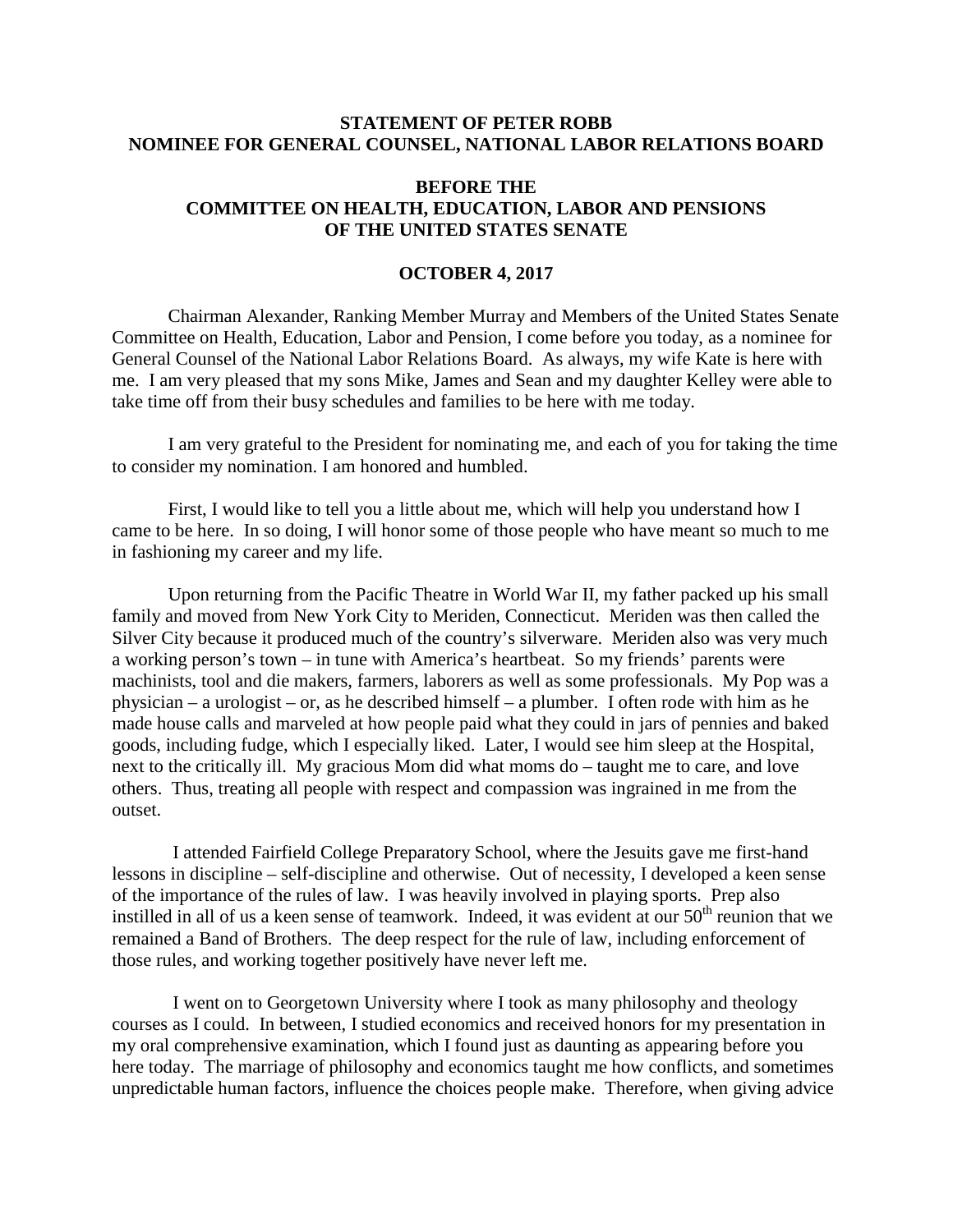**STATEMENT OF PETER ROBB**
**NOMINEE FOR GENERAL COUNSEL, NATIONAL LABOR RELATIONS BOARD**

**BEFORE THE**
**COMMITTEE ON HEALTH, EDUCATION, LABOR AND PENSIONS**
**OF THE UNITED STATES SENATE**

**OCTOBER 4, 2017**

Chairman Alexander, Ranking Member Murray and Members of the United States Senate Committee on Health, Education, Labor and Pension, I come before you today, as a nominee for General Counsel of the National Labor Relations Board. As always, my wife Kate is here with me. I am very pleased that my sons Mike, James and Sean and my daughter Kelley were able to take time off from their busy schedules and families to be here with me today.

I am very grateful to the President for nominating me, and each of you for taking the time to consider my nomination. I am honored and humbled.

First, I would like to tell you a little about me, which will help you understand how I came to be here. In so doing, I will honor some of those people who have meant so much to me in fashioning my career and my life.

Upon returning from the Pacific Theatre in World War II, my father packed up his small family and moved from New York City to Meriden, Connecticut. Meriden was then called the Silver City because it produced much of the country's silverware. Meriden also was very much a working person's town – in tune with America's heartbeat. So my friends' parents were machinists, tool and die makers, farmers, laborers as well as some professionals. My Pop was a physician – a urologist – or, as he described himself – a plumber. I often rode with him as he made house calls and marveled at how people paid what they could in jars of pennies and baked goods, including fudge, which I especially liked. Later, I would see him sleep at the Hospital, next to the critically ill. My gracious Mom did what moms do – taught me to care, and love others. Thus, treating all people with respect and compassion was ingrained in me from the outset.

I attended Fairfield College Preparatory School, where the Jesuits gave me first-hand lessons in discipline – self-discipline and otherwise. Out of necessity, I developed a keen sense of the importance of the rules of law. I was heavily involved in playing sports. Prep also instilled in all of us a keen sense of teamwork. Indeed, it was evident at our 50th reunion that we remained a Band of Brothers. The deep respect for the rule of law, including enforcement of those rules, and working together positively have never left me.

I went on to Georgetown University where I took as many philosophy and theology courses as I could. In between, I studied economics and received honors for my presentation in my oral comprehensive examination, which I found just as daunting as appearing before you here today. The marriage of philosophy and economics taught me how conflicts, and sometimes unpredictable human factors, influence the choices people make. Therefore, when giving advice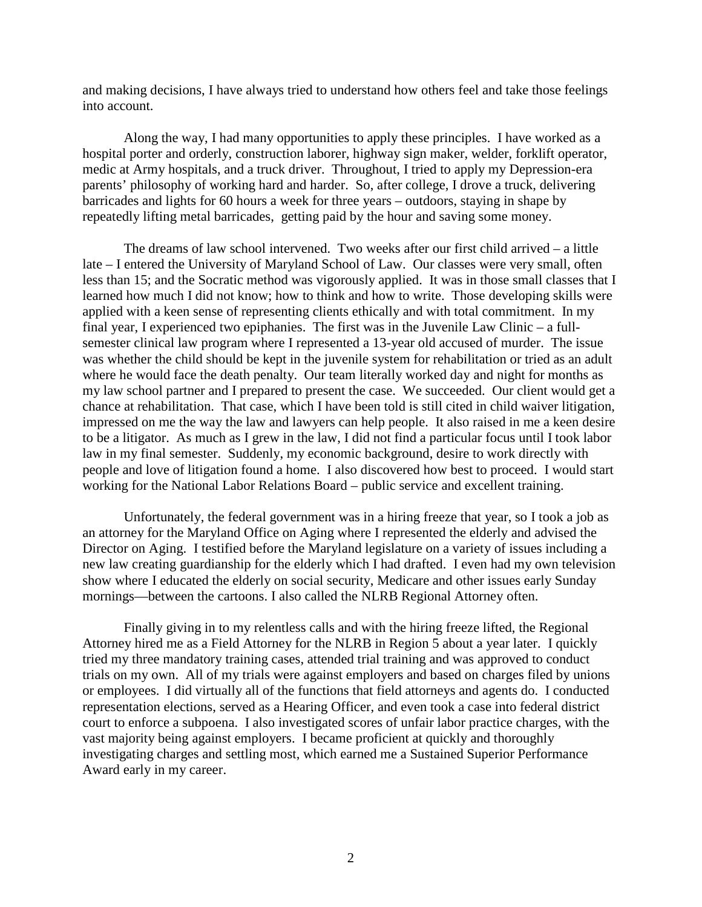and making decisions, I have always tried to understand how others feel and take those feelings into account.

Along the way, I had many opportunities to apply these principles. I have worked as a hospital porter and orderly, construction laborer, highway sign maker, welder, forklift operator, medic at Army hospitals, and a truck driver. Throughout, I tried to apply my Depression-era parents' philosophy of working hard and harder. So, after college, I drove a truck, delivering barricades and lights for 60 hours a week for three years – outdoors, staying in shape by repeatedly lifting metal barricades, getting paid by the hour and saving some money.

The dreams of law school intervened. Two weeks after our first child arrived – a little late – I entered the University of Maryland School of Law. Our classes were very small, often less than 15; and the Socratic method was vigorously applied. It was in those small classes that I learned how much I did not know; how to think and how to write. Those developing skills were applied with a keen sense of representing clients ethically and with total commitment. In my final year, I experienced two epiphanies. The first was in the Juvenile Law Clinic – a full-semester clinical law program where I represented a 13-year old accused of murder. The issue was whether the child should be kept in the juvenile system for rehabilitation or tried as an adult where he would face the death penalty. Our team literally worked day and night for months as my law school partner and I prepared to present the case. We succeeded. Our client would get a chance at rehabilitation. That case, which I have been told is still cited in child waiver litigation, impressed on me the way the law and lawyers can help people. It also raised in me a keen desire to be a litigator. As much as I grew in the law, I did not find a particular focus until I took labor law in my final semester. Suddenly, my economic background, desire to work directly with people and love of litigation found a home. I also discovered how best to proceed. I would start working for the National Labor Relations Board – public service and excellent training.

Unfortunately, the federal government was in a hiring freeze that year, so I took a job as an attorney for the Maryland Office on Aging where I represented the elderly and advised the Director on Aging. I testified before the Maryland legislature on a variety of issues including a new law creating guardianship for the elderly which I had drafted. I even had my own television show where I educated the elderly on social security, Medicare and other issues early Sunday mornings—between the cartoons. I also called the NLRB Regional Attorney often.

Finally giving in to my relentless calls and with the hiring freeze lifted, the Regional Attorney hired me as a Field Attorney for the NLRB in Region 5 about a year later. I quickly tried my three mandatory training cases, attended trial training and was approved to conduct trials on my own. All of my trials were against employers and based on charges filed by unions or employees. I did virtually all of the functions that field attorneys and agents do. I conducted representation elections, served as a Hearing Officer, and even took a case into federal district court to enforce a subpoena. I also investigated scores of unfair labor practice charges, with the vast majority being against employers. I became proficient at quickly and thoroughly investigating charges and settling most, which earned me a Sustained Superior Performance Award early in my career.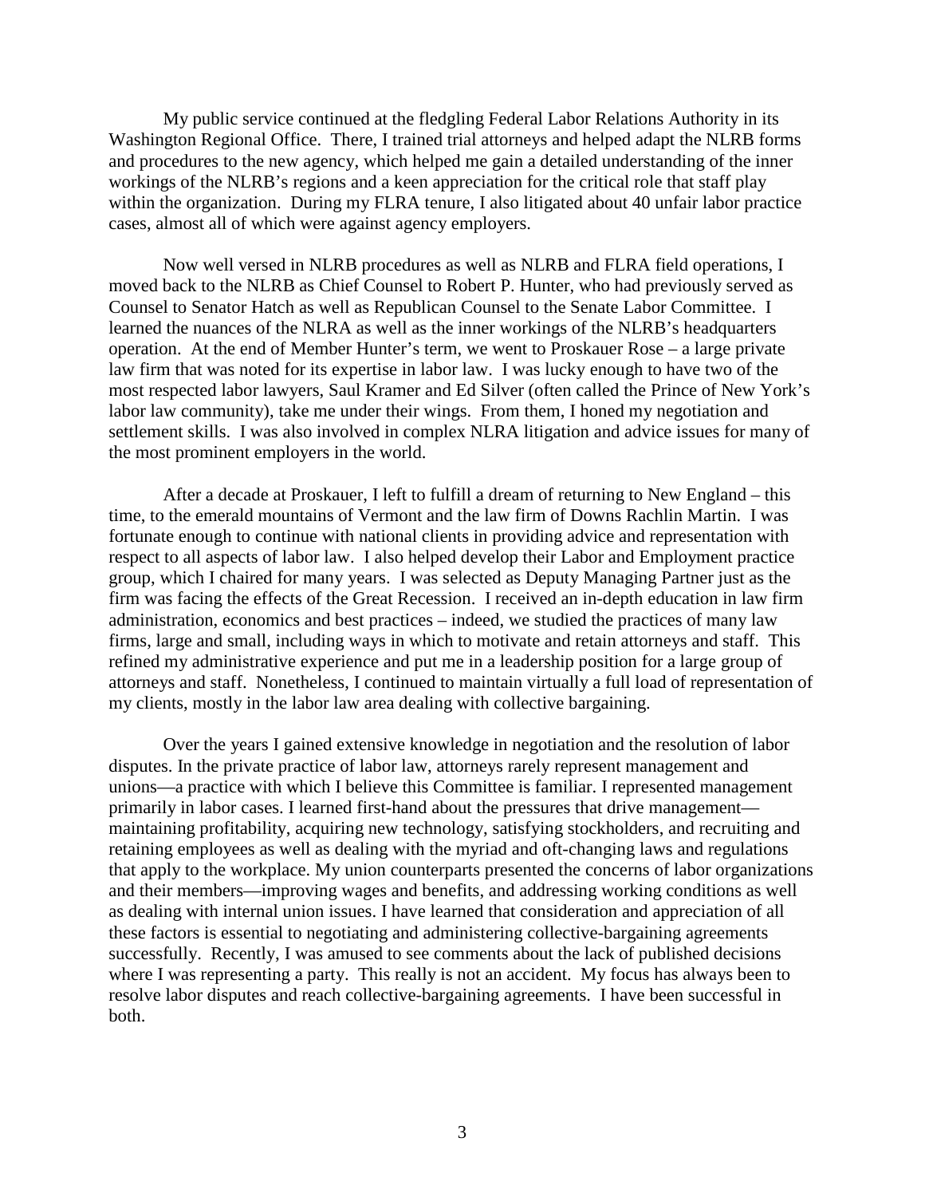My public service continued at the fledgling Federal Labor Relations Authority in its Washington Regional Office. There, I trained trial attorneys and helped adapt the NLRB forms and procedures to the new agency, which helped me gain a detailed understanding of the inner workings of the NLRB's regions and a keen appreciation for the critical role that staff play within the organization. During my FLRA tenure, I also litigated about 40 unfair labor practice cases, almost all of which were against agency employers.

Now well versed in NLRB procedures as well as NLRB and FLRA field operations, I moved back to the NLRB as Chief Counsel to Robert P. Hunter, who had previously served as Counsel to Senator Hatch as well as Republican Counsel to the Senate Labor Committee. I learned the nuances of the NLRA as well as the inner workings of the NLRB's headquarters operation. At the end of Member Hunter's term, we went to Proskauer Rose – a large private law firm that was noted for its expertise in labor law. I was lucky enough to have two of the most respected labor lawyers, Saul Kramer and Ed Silver (often called the Prince of New York's labor law community), take me under their wings. From them, I honed my negotiation and settlement skills. I was also involved in complex NLRA litigation and advice issues for many of the most prominent employers in the world.

After a decade at Proskauer, I left to fulfill a dream of returning to New England – this time, to the emerald mountains of Vermont and the law firm of Downs Rachlin Martin. I was fortunate enough to continue with national clients in providing advice and representation with respect to all aspects of labor law. I also helped develop their Labor and Employment practice group, which I chaired for many years. I was selected as Deputy Managing Partner just as the firm was facing the effects of the Great Recession. I received an in-depth education in law firm administration, economics and best practices – indeed, we studied the practices of many law firms, large and small, including ways in which to motivate and retain attorneys and staff. This refined my administrative experience and put me in a leadership position for a large group of attorneys and staff. Nonetheless, I continued to maintain virtually a full load of representation of my clients, mostly in the labor law area dealing with collective bargaining.

Over the years I gained extensive knowledge in negotiation and the resolution of labor disputes. In the private practice of labor law, attorneys rarely represent management and unions—a practice with which I believe this Committee is familiar. I represented management primarily in labor cases. I learned first-hand about the pressures that drive management—maintaining profitability, acquiring new technology, satisfying stockholders, and recruiting and retaining employees as well as dealing with the myriad and oft-changing laws and regulations that apply to the workplace. My union counterparts presented the concerns of labor organizations and their members—improving wages and benefits, and addressing working conditions as well as dealing with internal union issues. I have learned that consideration and appreciation of all these factors is essential to negotiating and administering collective-bargaining agreements successfully. Recently, I was amused to see comments about the lack of published decisions where I was representing a party. This really is not an accident. My focus has always been to resolve labor disputes and reach collective-bargaining agreements. I have been successful in both.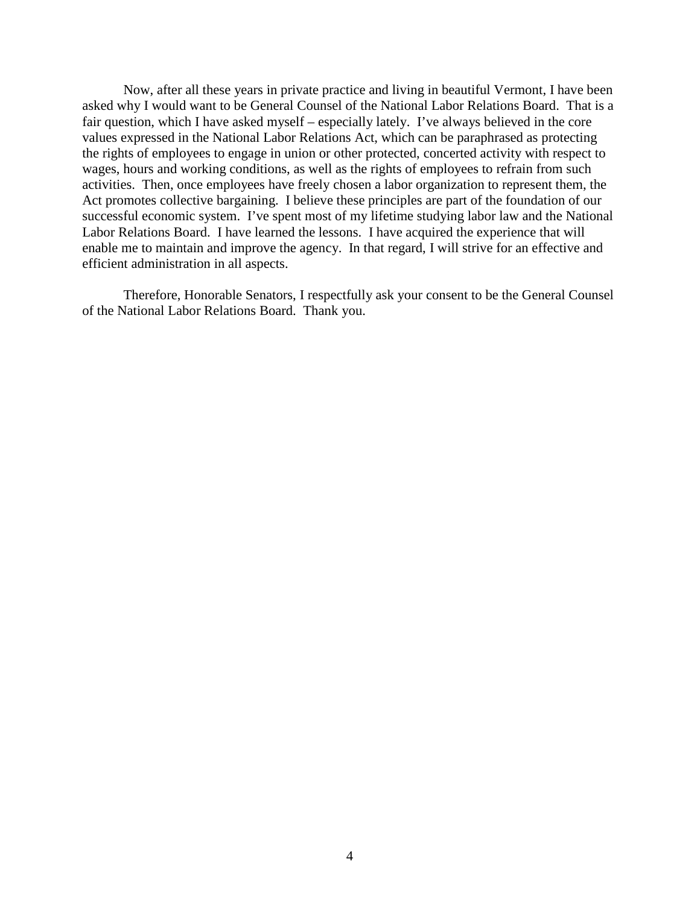Now, after all these years in private practice and living in beautiful Vermont, I have been asked why I would want to be General Counsel of the National Labor Relations Board. That is a fair question, which I have asked myself – especially lately. I've always believed in the core values expressed in the National Labor Relations Act, which can be paraphrased as protecting the rights of employees to engage in union or other protected, concerted activity with respect to wages, hours and working conditions, as well as the rights of employees to refrain from such activities. Then, once employees have freely chosen a labor organization to represent them, the Act promotes collective bargaining. I believe these principles are part of the foundation of our successful economic system. I've spent most of my lifetime studying labor law and the National Labor Relations Board. I have learned the lessons. I have acquired the experience that will enable me to maintain and improve the agency. In that regard, I will strive for an effective and efficient administration in all aspects.

Therefore, Honorable Senators, I respectfully ask your consent to be the General Counsel of the National Labor Relations Board. Thank you.